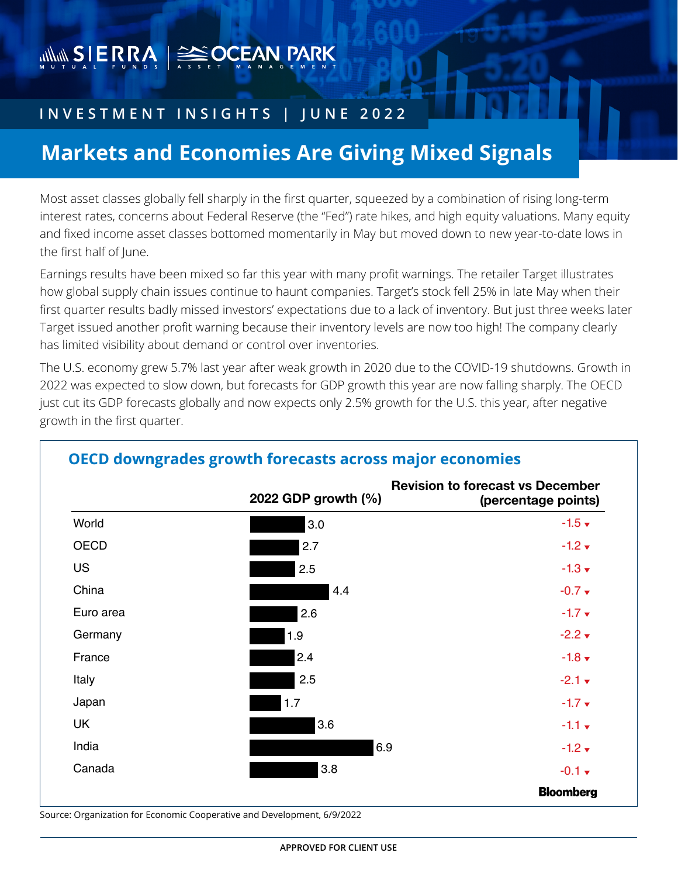INVESTMENT INSIGHTS | JUNE 2022

# Markets and Economies Are Giving Mixed Signals

Most asset classes globally fell sharply in the first quarter, squeezed by a combination of rising long-term interest rates, concerns about Federal Reserve (the "Fed") rate hikes, and high equity valuations. Many equity and fixed income asset classes bottomed momentarily in May but moved down to new year-to-date lows in the first half of June.

Earnings results have been mixed so far this year with many profit warnings. The retailer Target illustrates how global supply chain issues continue to haunt companies. Target's stock fell 25% in late May when their first quarter results badly missed investors' expectations due to a lack of inventory. But just three weeks later Target issued another profit warning because their inventory levels are now too high! The company clearly has limited visibility about demand or control over inventories.

The U.S. economy grew 5.7% last year after weak growth in 2020 due to the COVID-19 shutdowns. Growth in 2022 was expected to slow down, but forecasts for GDP growth this year are now falling sharply. The OECD just cut its GDP forecasts globally and now expects only 2.5% growth for the U.S. this year, after negative growth in the first quarter.

## OECD downgrades growth forecasts across major economies

| | 2022 GDP growth (%) | Revision to forecast vs December (percentage points) |
|---|---|---|
| World | 3.0 | -1.5 ▼ |
| OECD | 2.7 | -1.2 ▼ |
| US | 2.5 | -1.3 ▼ |
| China | 4.4 | -0.7 ▼ |
| Euro area | 2.6 | -1.7 ▼ |
| Germany | 1.9 | -2.2 ▼ |
| France | 2.4 | -1.8 ▼ |
| Italy | 2.5 | -2.1 ▼ |
| Japan | 1.7 | -1.7 ▼ |
| UK | 3.6 | -1.1 ▼ |
| India | 6.9 | -1.2 ▼ |
| Canada | 3.8 | -0.1 ▼ |

Bloomberg

Source: Organization for Economic Cooperative and Development, 6/9/2022

APPROVED FOR CLIENT USE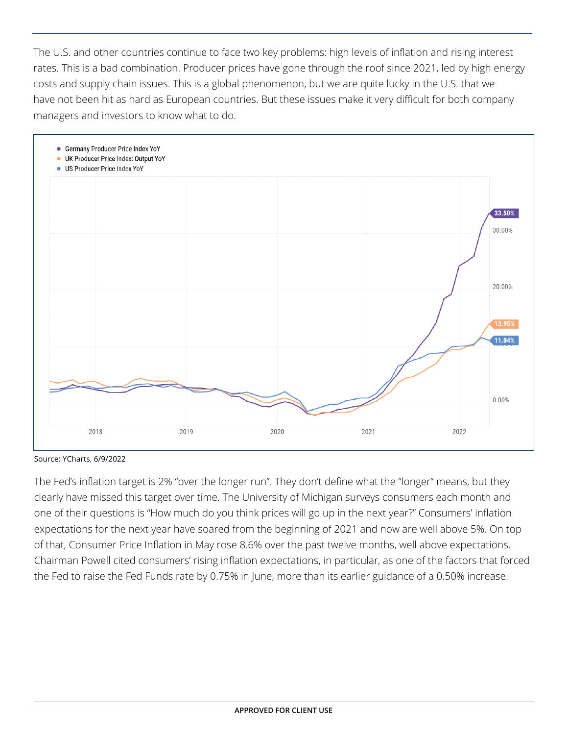The U.S. and other countries continue to face two key problems: high levels of inflation and rising interest rates. This is a bad combination. Producer prices have gone through the roof since 2021, led by high energy costs and supply chain issues. This is a global phenomenon, but we are quite lucky in the U.S. that we have not been hit as hard as European countries. But these issues make it very difficult for both company managers and investors to know what to do.

Source: YCharts, 6/9/2022

The Fed's inflation target is 2% "over the longer run". They don't define what the "longer" means, but they clearly have missed this target over time. The University of Michigan surveys consumers each month and one of their questions is "How much do you think prices will go up in the next year?" Consumers' inflation expectations for the next year have soared from the beginning of 2021 and now are well above 5%. On top of that, Consumer Price Inflation in May rose 8.6% over the past twelve months, well above expectations. Chairman Powell cited consumers' rising inflation expectations, in particular, as one of the factors that forced the Fed to raise the Fed Funds rate by 0.75% in June, more than its earlier guidance of a 0.50% increase.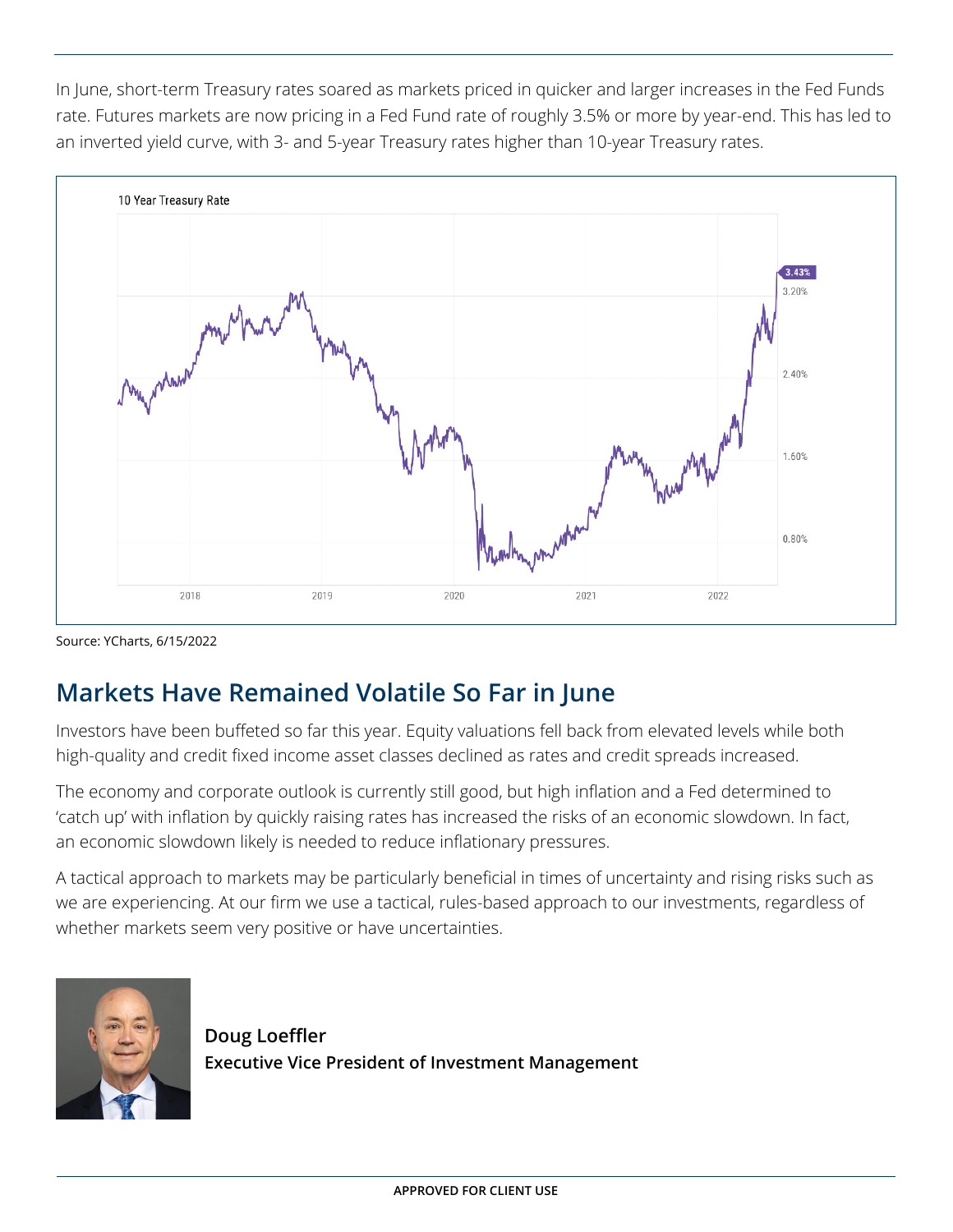In June, short-term Treasury rates soared as markets priced in quicker and larger increases in the Fed Funds rate. Futures markets are now pricing in a Fed Fund rate of roughly 3.5% or more by year-end. This has led to an inverted yield curve, with 3- and 5-year Treasury rates higher than 10-year Treasury rates.

10 Year Treasury Rate

Source: YCharts, 6/15/2022

## Markets Have Remained Volatile So Far in June

Investors have been buffeted so far this year. Equity valuations fell back from elevated levels while both high-quality and credit fixed income asset classes declined as rates and credit spreads increased.

The economy and corporate outlook is currently still good, but high inflation and a Fed determined to 'catch up' with inflation by quickly raising rates has increased the risks of an economic slowdown. In fact, an economic slowdown likely is needed to reduce inflationary pressures.

A tactical approach to markets may be particularly beneficial in times of uncertainty and rising risks such as we are experiencing. At our firm we use a tactical, rules-based approach to our investments, regardless of whether markets seem very positive or have uncertainties.

**Doug Loeffler**
**Executive Vice President of Investment Management**

**APPROVED FOR CLIENT USE**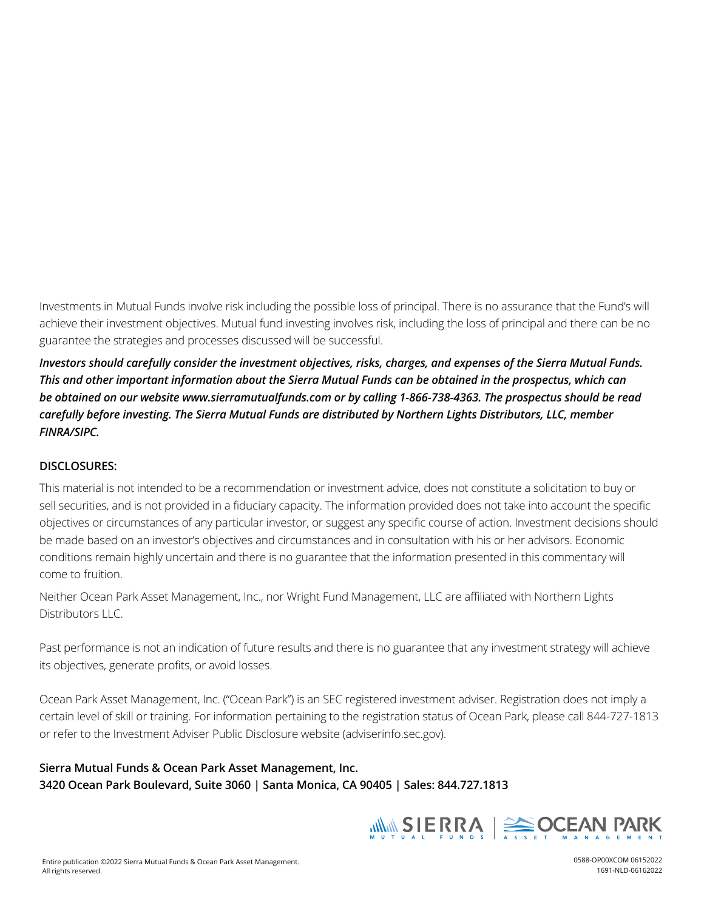Investments in Mutual Funds involve risk including the possible loss of principal. There is no assurance that the Fund's will achieve their investment objectives. Mutual fund investing involves risk, including the loss of principal and there can be no guarantee the strategies and processes discussed will be successful.

***Investors should carefully consider the investment objectives, risks, charges, and expenses of the Sierra Mutual Funds. This and other important information about the Sierra Mutual Funds can be obtained in the prospectus, which can be obtained on our website www.sierramutualfunds.com or by calling 1-866-738-4363. The prospectus should be read carefully before investing. The Sierra Mutual Funds are distributed by Northern Lights Distributors, LLC, member FINRA/SIPC.***

**DISCLOSURES:**

This material is not intended to be a recommendation or investment advice, does not constitute a solicitation to buy or sell securities, and is not provided in a fiduciary capacity. The information provided does not take into account the specific objectives or circumstances of any particular investor, or suggest any specific course of action. Investment decisions should be made based on an investor's objectives and circumstances and in consultation with his or her advisors. Economic conditions remain highly uncertain and there is no guarantee that the information presented in this commentary will come to fruition.

Neither Ocean Park Asset Management, Inc., nor Wright Fund Management, LLC are affiliated with Northern Lights Distributors LLC.

Past performance is not an indication of future results and there is no guarantee that any investment strategy will achieve its objectives, generate profits, or avoid losses.

Ocean Park Asset Management, Inc. ("Ocean Park") is an SEC registered investment adviser. Registration does not imply a certain level of skill or training. For information pertaining to the registration status of Ocean Park, please call 844-727-1813 or refer to the Investment Adviser Public Disclosure website (adviserinfo.sec.gov).

**Sierra Mutual Funds & Ocean Park Asset Management, Inc.**
**3420 Ocean Park Boulevard, Suite 3060 | Santa Monica, CA 90405 | Sales: 844.727.1813**

SIERRA MUTUAL FUNDS | OCEAN PARK ASSET MANAGEMENT

Entire publication ©2022 Sierra Mutual Funds & Ocean Park Asset Management.
All rights reserved.

0588-OP00XCOM 06152022
1691-NLD-06162022